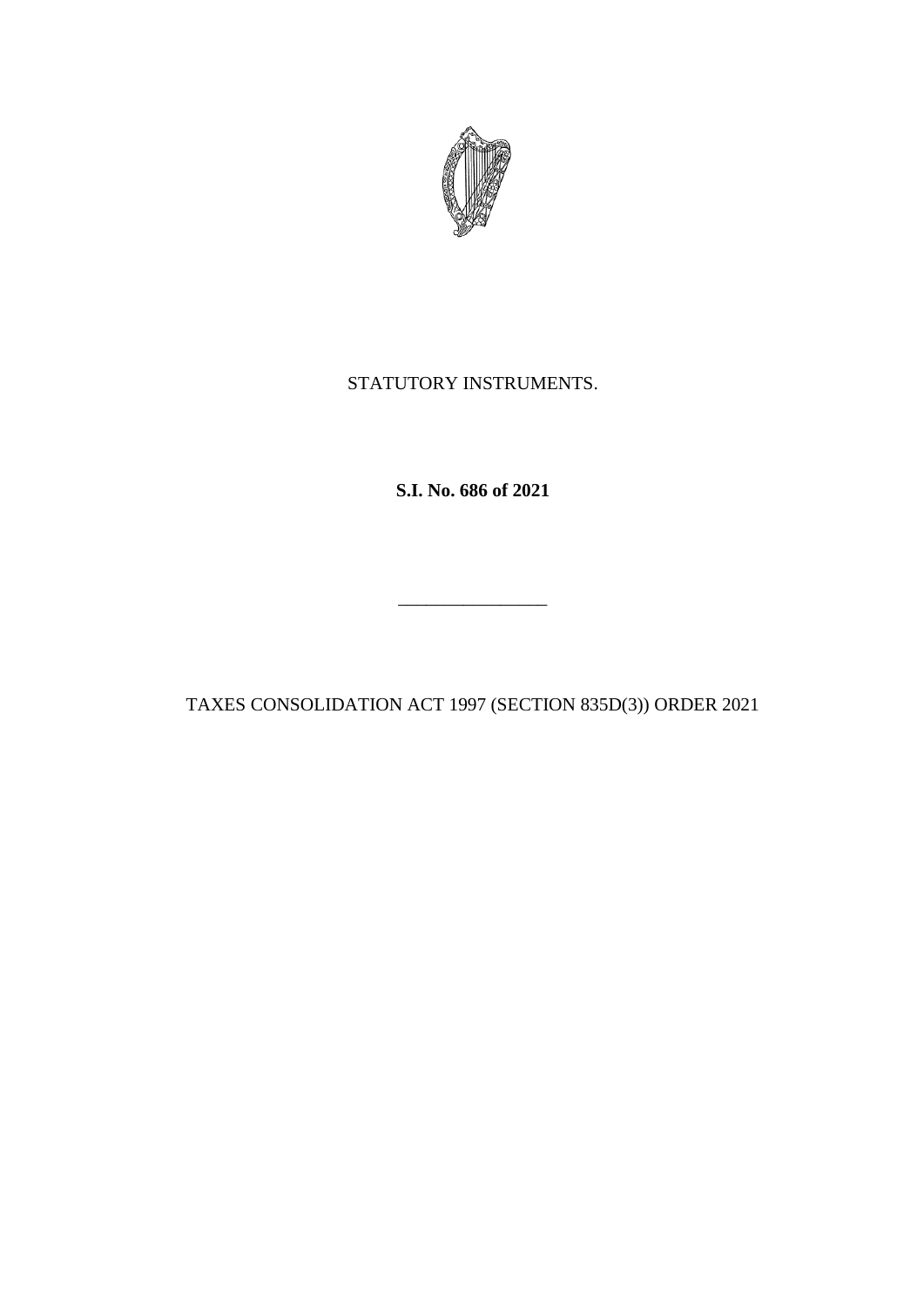STATUTORY INSTRUMENTS.

**S.I. No. 686 of 2021**

\_\_\_\_\_\_\_\_\_\_\_\_\_\_\_\_

TAXES CONSOLIDATION ACT 1997 (SECTION 835D(3)) ORDER 2021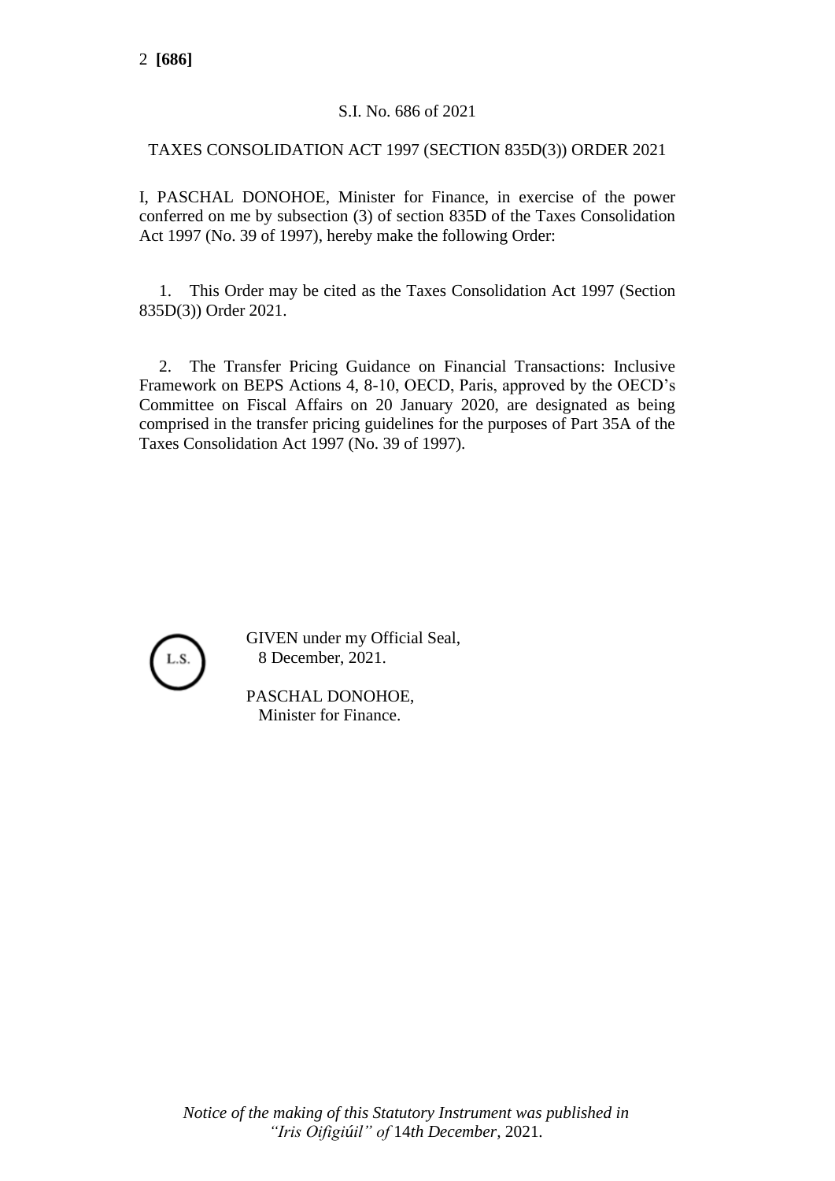S.I. No. 686 of 2021

TAXES CONSOLIDATION ACT 1997 (SECTION 835D(3)) ORDER 2021

I, PASCHAL DONOHOE, Minister for Finance, in exercise of the power conferred on me by subsection (3) of section 835D of the Taxes Consolidation Act 1997 (No. 39 of 1997), hereby make the following Order:

1. This Order may be cited as the Taxes Consolidation Act 1997 (Section 835D(3)) Order 2021.

2. The Transfer Pricing Guidance on Financial Transactions: Inclusive Framework on BEPS Actions 4, 8-10, OECD, Paris, approved by the OECD's Committee on Fiscal Affairs on 20 January 2020, are designated as being comprised in the transfer pricing guidelines for the purposes of Part 35A of the Taxes Consolidation Act 1997 (No. 39 of 1997).

L.S.

GIVEN under my Official Seal,
8 December, 2021.

PASCHAL DONOHOE,
Minister for Finance.

*Notice of the making of this Statutory Instrument was published in "Iris Oifigiúil" of* 14*th December,* 2021.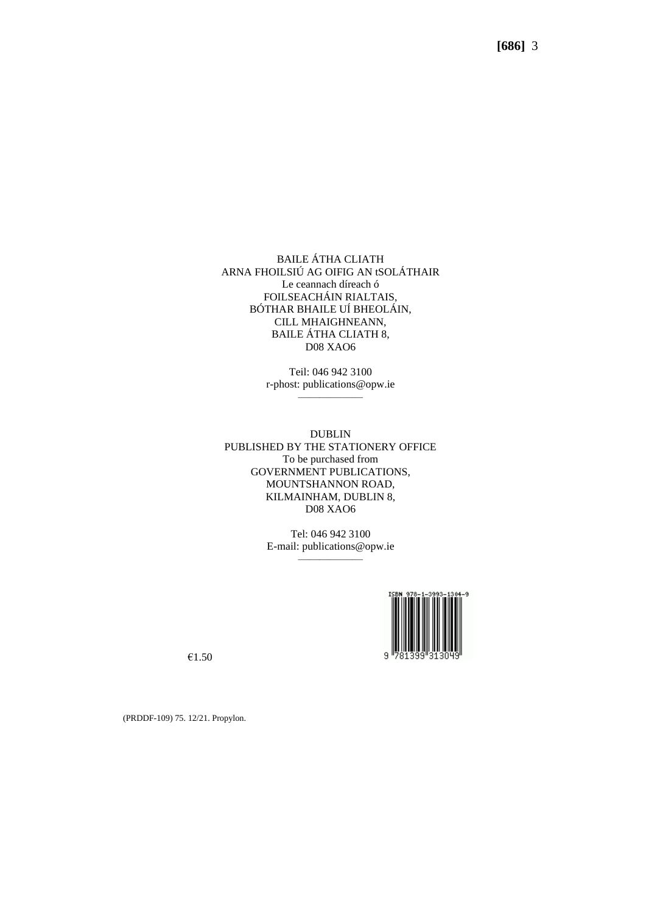BAILE ÁTHA CLIATH
ARNA FHOILSIÚ AG OIFIG AN tSOLÁTHAIR
Le ceannach díreach ó
FOILSEACHÁIN RIALTAIS,
BÓTHAR BHAILE UÍ BHEOLÁIN,
CILL MHAIGHNEANN,
BAILE ÁTHA CLIATH 8,
D08 XAO6

Teil: 046 942 3100
r-phost: publications@opw.ie

---

DUBLIN
PUBLISHED BY THE STATIONERY OFFICE
To be purchased from
GOVERNMENT PUBLICATIONS,
MOUNTSHANNON ROAD,
KILMAINHAM, DUBLIN 8,
D08 XAO6

Tel: 046 942 3100
E-mail: publications@opw.ie

---

ISBN 978-1-3993-1304-9

9 781399 313049

€1.50

(PRDDF-109) 75. 12/21. Propylon.